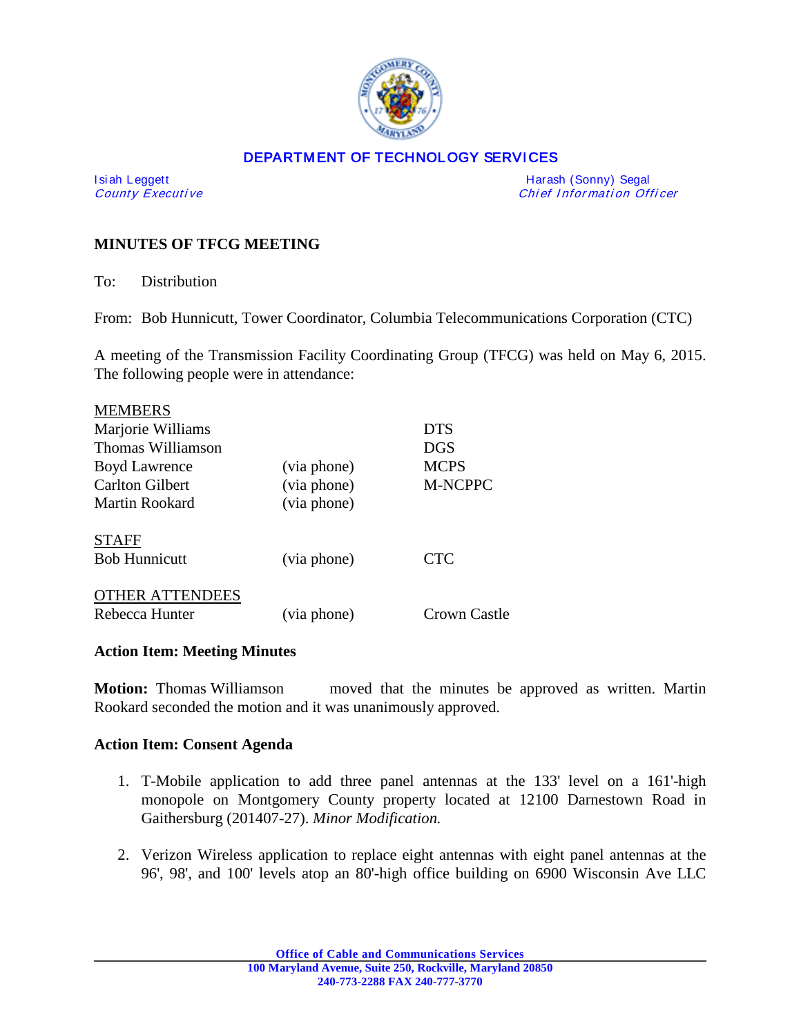**DEPARTMENT OF TECHNOLOGY SERVICES**

| | |
|---|---|
| Isiah Leggett<br>*County Executive* | Harash (Sonny) Segal<br>*Chief Information Officer* |

## MINUTES OF TFCG MEETING

To: Distribution

From: Bob Hunnicutt, Tower Coordinator, Columbia Telecommunications Corporation (CTC)

A meeting of the Transmission Facility Coordinating Group (TFCG) was held on May 6, 2015. The following people were in attendance:

| MEMBERS | | |
|---|---|---|
| Marjorie Williams | | DTS |
| Thomas Williamson | | DGS |
| Boyd Lawrence | (via phone) | MCPS |
| Carlton Gilbert | (via phone) | M-NCPPC |
| Martin Rookard | (via phone) | |
| **STAFF** | | |
| Bob Hunnicutt | (via phone) | CTC |
| **OTHER ATTENDEES** | | |
| Rebecca Hunter | (via phone) | Crown Castle |

**Action Item: Meeting Minutes**

**Motion:** Thomas Williamson moved that the minutes be approved as written. Martin Rookard seconded the motion and it was unanimously approved.

**Action Item: Consent Agenda**

1. T-Mobile application to add three panel antennas at the 133' level on a 161'-high monopole on Montgomery County property located at 12100 Darnestown Road in Gaithersburg (201407-27). *Minor Modification.*

2. Verizon Wireless application to replace eight antennas with eight panel antennas at the 96', 98', and 100' levels atop an 80'-high office building on 6900 Wisconsin Ave LLC

Office of Cable and Communications Services
100 Maryland Avenue, Suite 250, Rockville, Maryland 20850
240-773-2288 FAX 240-777-3770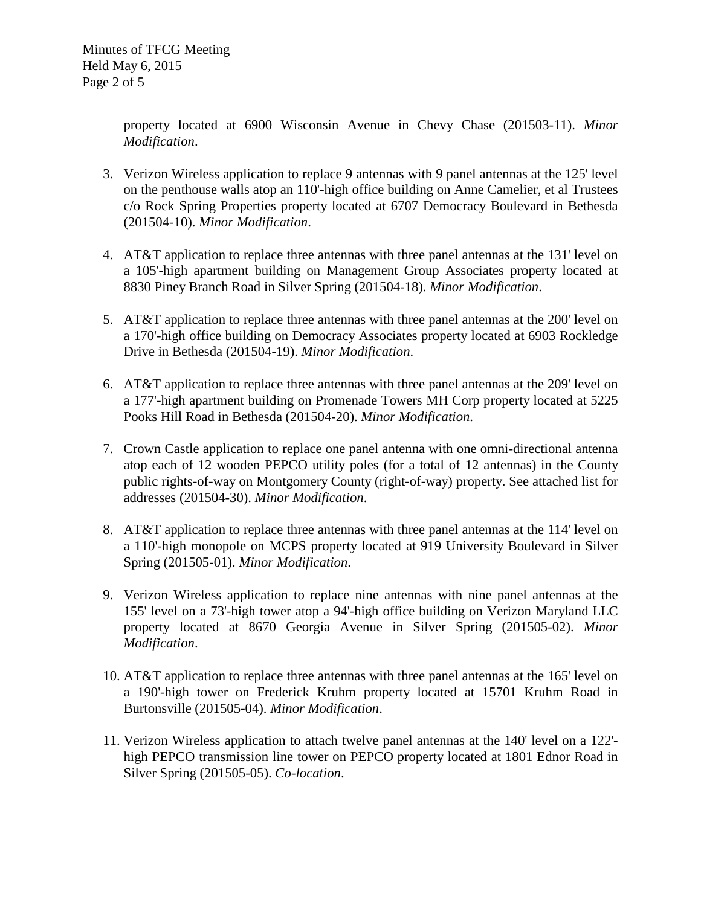property located at 6900 Wisconsin Avenue in Chevy Chase (201503-11). *Minor Modification*.

3. Verizon Wireless application to replace 9 antennas with 9 panel antennas at the 125' level on the penthouse walls atop an 110'-high office building on Anne Camelier, et al Trustees c/o Rock Spring Properties property located at 6707 Democracy Boulevard in Bethesda (201504-10). *Minor Modification*.

4. AT&T application to replace three antennas with three panel antennas at the 131' level on a 105'-high apartment building on Management Group Associates property located at 8830 Piney Branch Road in Silver Spring (201504-18). *Minor Modification*.

5. AT&T application to replace three antennas with three panel antennas at the 200' level on a 170'-high office building on Democracy Associates property located at 6903 Rockledge Drive in Bethesda (201504-19). *Minor Modification*.

6. AT&T application to replace three antennas with three panel antennas at the 209' level on a 177'-high apartment building on Promenade Towers MH Corp property located at 5225 Pooks Hill Road in Bethesda (201504-20). *Minor Modification*.

7. Crown Castle application to replace one panel antenna with one omni-directional antenna atop each of 12 wooden PEPCO utility poles (for a total of 12 antennas) in the County public rights-of-way on Montgomery County (right-of-way) property. See attached list for addresses (201504-30). *Minor Modification*.

8. AT&T application to replace three antennas with three panel antennas at the 114' level on a 110'-high monopole on MCPS property located at 919 University Boulevard in Silver Spring (201505-01). *Minor Modification*.

9. Verizon Wireless application to replace nine antennas with nine panel antennas at the 155' level on a 73'-high tower atop a 94'-high office building on Verizon Maryland LLC property located at 8670 Georgia Avenue in Silver Spring (201505-02). *Minor Modification*.

10. AT&T application to replace three antennas with three panel antennas at the 165' level on a 190'-high tower on Frederick Kruhm property located at 15701 Kruhm Road in Burtonsville (201505-04). *Minor Modification*.

11. Verizon Wireless application to attach twelve panel antennas at the 140' level on a 122'-high PEPCO transmission line tower on PEPCO property located at 1801 Ednor Road in Silver Spring (201505-05). *Co-location*.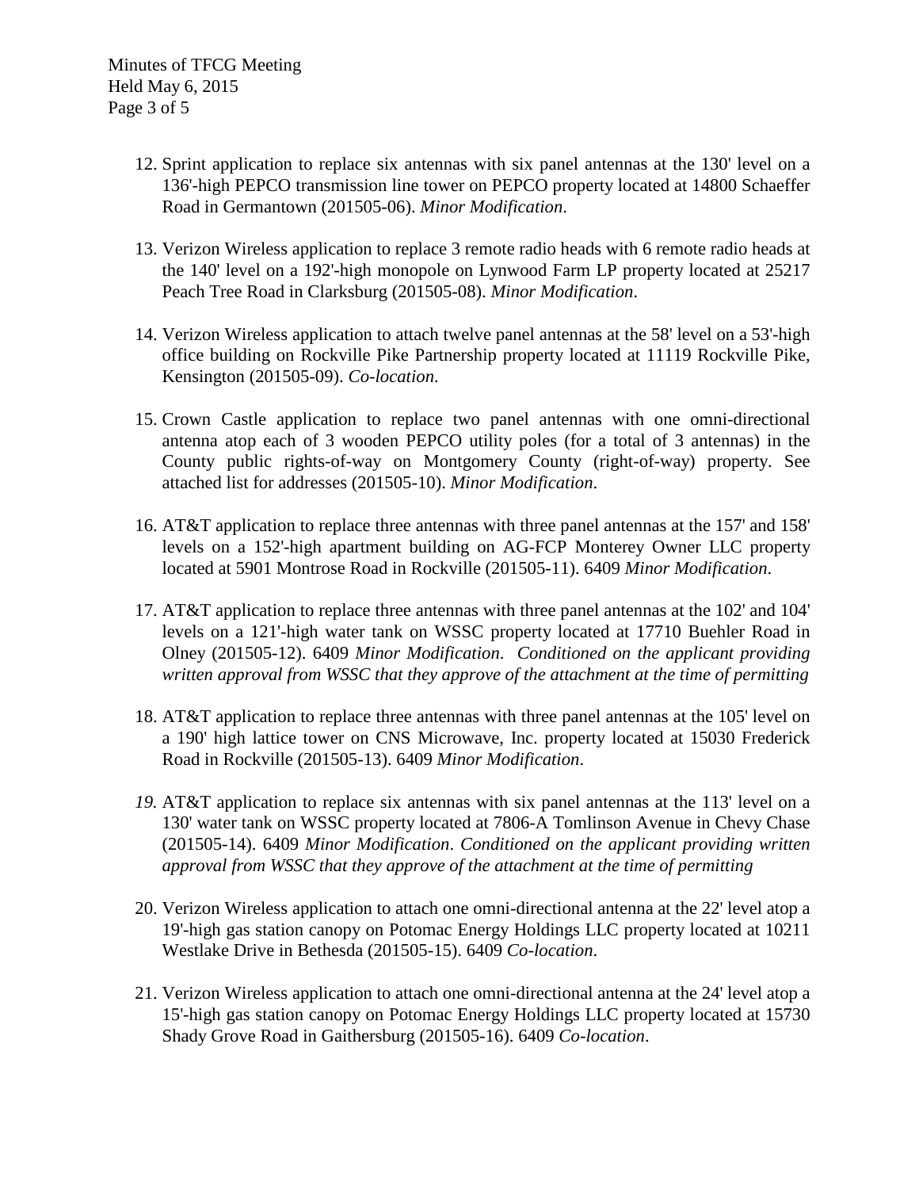12. Sprint application to replace six antennas with six panel antennas at the 130' level on a 136'-high PEPCO transmission line tower on PEPCO property located at 14800 Schaeffer Road in Germantown (201505-06). *Minor Modification*.

13. Verizon Wireless application to replace 3 remote radio heads with 6 remote radio heads at the 140' level on a 192'-high monopole on Lynwood Farm LP property located at 25217 Peach Tree Road in Clarksburg (201505-08). *Minor Modification*.

14. Verizon Wireless application to attach twelve panel antennas at the 58' level on a 53'-high office building on Rockville Pike Partnership property located at 11119 Rockville Pike, Kensington (201505-09). *Co-location*.

15. Crown Castle application to replace two panel antennas with one omni-directional antenna atop each of 3 wooden PEPCO utility poles (for a total of 3 antennas) in the County public rights-of-way on Montgomery County (right-of-way) property. See attached list for addresses (201505-10). *Minor Modification*.

16. AT&T application to replace three antennas with three panel antennas at the 157' and 158' levels on a 152'-high apartment building on AG-FCP Monterey Owner LLC property located at 5901 Montrose Road in Rockville (201505-11). 6409 *Minor Modification*.

17. AT&T application to replace three antennas with three panel antennas at the 102' and 104' levels on a 121'-high water tank on WSSC property located at 17710 Buehler Road in Olney (201505-12). 6409 *Minor Modification*. *Conditioned on the applicant providing written approval from WSSC that they approve of the attachment at the time of permitting*

18. AT&T application to replace three antennas with three panel antennas at the 105' level on a 190' high lattice tower on CNS Microwave, Inc. property located at 15030 Frederick Road in Rockville (201505-13). 6409 *Minor Modification*.

19. AT&T application to replace six antennas with six panel antennas at the 113' level on a 130' water tank on WSSC property located at 7806-A Tomlinson Avenue in Chevy Chase (201505-14). 6409 *Minor Modification*. *Conditioned on the applicant providing written approval from WSSC that they approve of the attachment at the time of permitting*

20. Verizon Wireless application to attach one omni-directional antenna at the 22' level atop a 19'-high gas station canopy on Potomac Energy Holdings LLC property located at 10211 Westlake Drive in Bethesda (201505-15). 6409 *Co-location*.

21. Verizon Wireless application to attach one omni-directional antenna at the 24' level atop a 15'-high gas station canopy on Potomac Energy Holdings LLC property located at 15730 Shady Grove Road in Gaithersburg (201505-16). 6409 *Co-location*.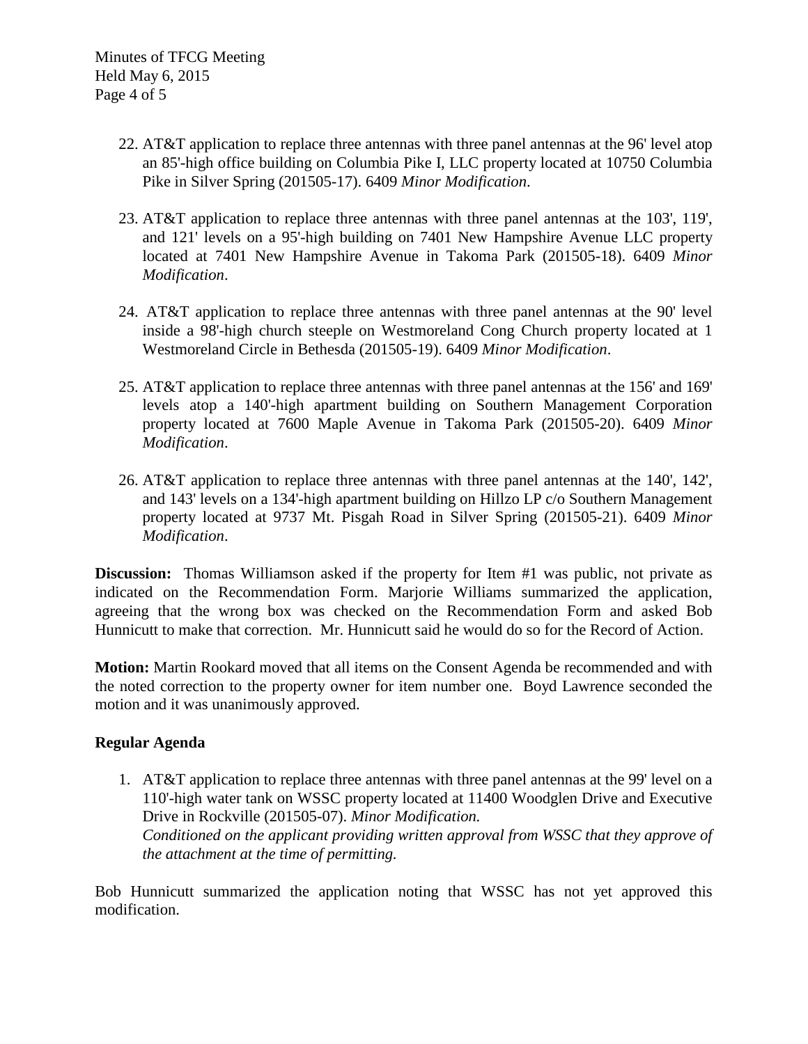22. AT&T application to replace three antennas with three panel antennas at the 96' level atop an 85'-high office building on Columbia Pike I, LLC property located at 10750 Columbia Pike in Silver Spring (201505-17). 6409 *Minor Modification*.

23. AT&T application to replace three antennas with three panel antennas at the 103', 119', and 121' levels on a 95'-high building on 7401 New Hampshire Avenue LLC property located at 7401 New Hampshire Avenue in Takoma Park (201505-18). 6409 *Minor Modification*.

24. AT&T application to replace three antennas with three panel antennas at the 90' level inside a 98'-high church steeple on Westmoreland Cong Church property located at 1 Westmoreland Circle in Bethesda (201505-19). 6409 *Minor Modification*.

25. AT&T application to replace three antennas with three panel antennas at the 156' and 169' levels atop a 140'-high apartment building on Southern Management Corporation property located at 7600 Maple Avenue in Takoma Park (201505-20). 6409 *Minor Modification*.

26. AT&T application to replace three antennas with three panel antennas at the 140', 142', and 143' levels on a 134'-high apartment building on Hillzo LP c/o Southern Management property located at 9737 Mt. Pisgah Road in Silver Spring (201505-21). 6409 *Minor Modification*.

**Discussion:** Thomas Williamson asked if the property for Item #1 was public, not private as indicated on the Recommendation Form. Marjorie Williams summarized the application, agreeing that the wrong box was checked on the Recommendation Form and asked Bob Hunnicutt to make that correction. Mr. Hunnicutt said he would do so for the Record of Action.

**Motion:** Martin Rookard moved that all items on the Consent Agenda be recommended and with the noted correction to the property owner for item number one. Boyd Lawrence seconded the motion and it was unanimously approved.

### Regular Agenda

1. AT&T application to replace three antennas with three panel antennas at the 99' level on a 110'-high water tank on WSSC property located at 11400 Woodglen Drive and Executive Drive in Rockville (201505-07). *Minor Modification.*
   *Conditioned on the applicant providing written approval from WSSC that they approve of the attachment at the time of permitting.*

Bob Hunnicutt summarized the application noting that WSSC has not yet approved this modification.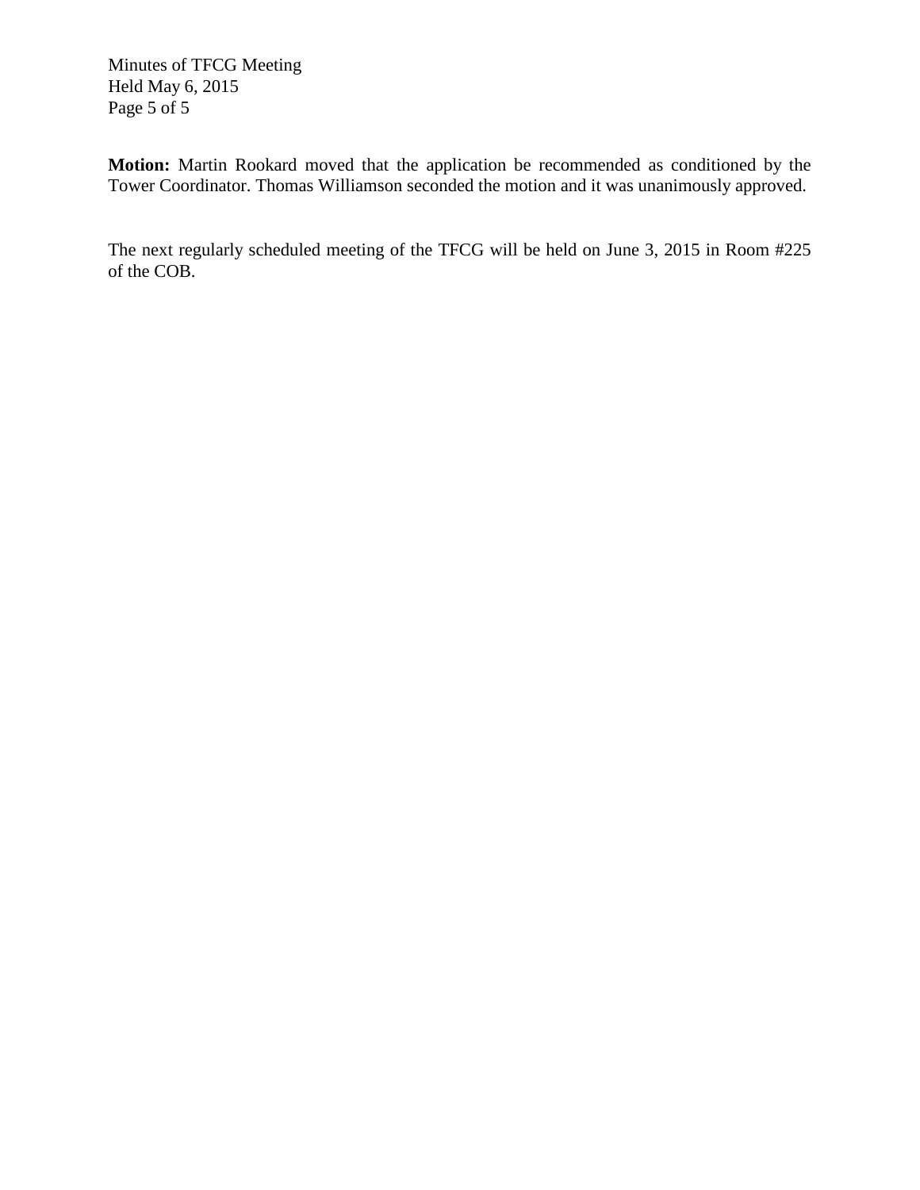**Motion:** Martin Rookard moved that the application be recommended as conditioned by the Tower Coordinator. Thomas Williamson seconded the motion and it was unanimously approved.

The next regularly scheduled meeting of the TFCG will be held on June 3, 2015 in Room #225 of the COB.